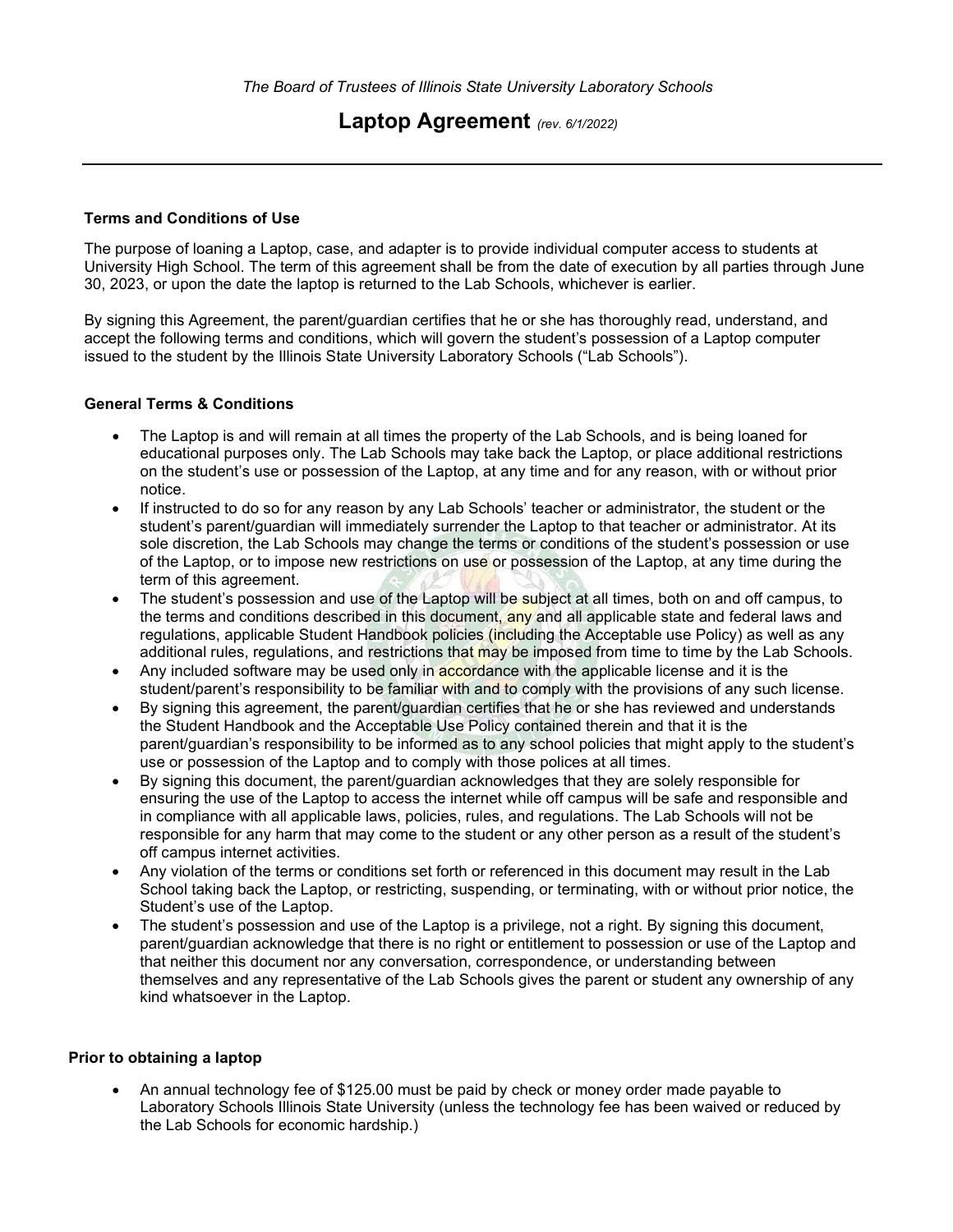*The Board of Trustees of Illinois State University Laboratory Schools*

# Laptop Agreement *(rev. 6/1/2022)*

---

### Terms and Conditions of Use

The purpose of loaning a Laptop, case, and adapter is to provide individual computer access to students at University High School. The term of this agreement shall be from the date of execution by all parties through June 30, 2023, or upon the date the laptop is returned to the Lab Schools, whichever is earlier.

By signing this Agreement, the parent/guardian certifies that he or she has thoroughly read, understand, and accept the following terms and conditions, which will govern the student's possession of a Laptop computer issued to the student by the Illinois State University Laboratory Schools ("Lab Schools").

### General Terms & Conditions

- The Laptop is and will remain at all times the property of the Lab Schools, and is being loaned for educational purposes only. The Lab Schools may take back the Laptop, or place additional restrictions on the student's use or possession of the Laptop, at any time and for any reason, with or without prior notice.
- If instructed to do so for any reason by any Lab Schools' teacher or administrator, the student or the student's parent/guardian will immediately surrender the Laptop to that teacher or administrator. At its sole discretion, the Lab Schools may change the terms or conditions of the student's possession or use of the Laptop, or to impose new restrictions on use or possession of the Laptop, at any time during the term of this agreement.
- The student's possession and use of the Laptop will be subject at all times, both on and off campus, to the terms and conditions described in this document, any and all applicable state and federal laws and regulations, applicable Student Handbook policies (including the Acceptable use Policy) as well as any additional rules, regulations, and restrictions that may be imposed from time to time by the Lab Schools.
- Any included software may be used only in accordance with the applicable license and it is the student/parent's responsibility to be familiar with and to comply with the provisions of any such license.
- By signing this agreement, the parent/guardian certifies that he or she has reviewed and understands the Student Handbook and the Acceptable Use Policy contained therein and that it is the parent/guardian's responsibility to be informed as to any school policies that might apply to the student's use or possession of the Laptop and to comply with those polices at all times.
- By signing this document, the parent/guardian acknowledges that they are solely responsible for ensuring the use of the Laptop to access the internet while off campus will be safe and responsible and in compliance with all applicable laws, policies, rules, and regulations. The Lab Schools will not be responsible for any harm that may come to the student or any other person as a result of the student's off campus internet activities.
- Any violation of the terms or conditions set forth or referenced in this document may result in the Lab School taking back the Laptop, or restricting, suspending, or terminating, with or without prior notice, the Student's use of the Laptop.
- The student's possession and use of the Laptop is a privilege, not a right. By signing this document, parent/guardian acknowledge that there is no right or entitlement to possession or use of the Laptop and that neither this document nor any conversation, correspondence, or understanding between themselves and any representative of the Lab Schools gives the parent or student any ownership of any kind whatsoever in the Laptop.

### Prior to obtaining a laptop

- An annual technology fee of $125.00 must be paid by check or money order made payable to Laboratory Schools Illinois State University (unless the technology fee has been waived or reduced by the Lab Schools for economic hardship.)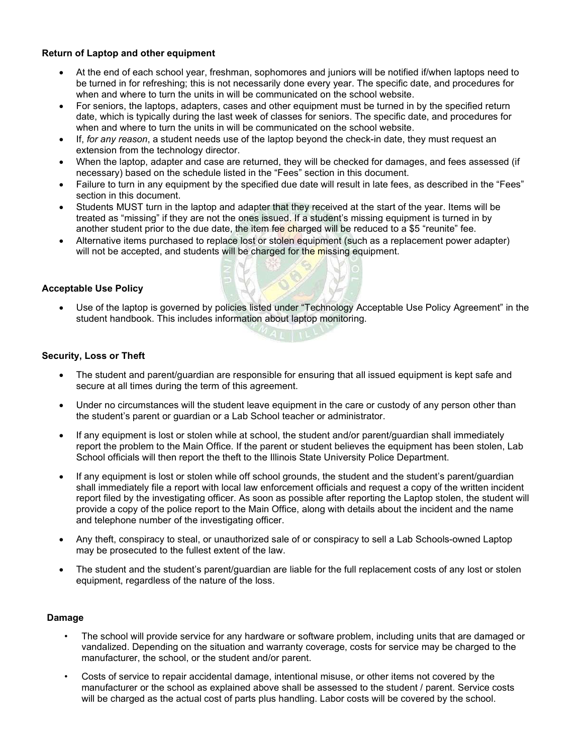### Return of Laptop and other equipment

- At the end of each school year, freshman, sophomores and juniors will be notified if/when laptops need to be turned in for refreshing; this is not necessarily done every year. The specific date, and procedures for when and where to turn the units in will be communicated on the school website.
- For seniors, the laptops, adapters, cases and other equipment must be turned in by the specified return date, which is typically during the last week of classes for seniors. The specific date, and procedures for when and where to turn the units in will be communicated on the school website.
- If, *for any reason*, a student needs use of the laptop beyond the check-in date, they must request an extension from the technology director.
- When the laptop, adapter and case are returned, they will be checked for damages, and fees assessed (if necessary) based on the schedule listed in the "Fees" section in this document.
- Failure to turn in any equipment by the specified due date will result in late fees, as described in the "Fees" section in this document.
- Students MUST turn in the laptop and adapter that they received at the start of the year. Items will be treated as "missing" if they are not the ones issued. If a student's missing equipment is turned in by another student prior to the due date, the item fee charged will be reduced to a $5 "reunite" fee.
- Alternative items purchased to replace lost or stolen equipment (such as a replacement power adapter) will not be accepted, and students will be charged for the missing equipment.

### Acceptable Use Policy

- Use of the laptop is governed by policies listed under "Technology Acceptable Use Policy Agreement" in the student handbook. This includes information about laptop monitoring.

### Security, Loss or Theft

- The student and parent/guardian are responsible for ensuring that all issued equipment is kept safe and secure at all times during the term of this agreement.
- Under no circumstances will the student leave equipment in the care or custody of any person other than the student's parent or guardian or a Lab School teacher or administrator.
- If any equipment is lost or stolen while at school, the student and/or parent/guardian shall immediately report the problem to the Main Office. If the parent or student believes the equipment has been stolen, Lab School officials will then report the theft to the Illinois State University Police Department.
- If any equipment is lost or stolen while off school grounds, the student and the student's parent/guardian shall immediately file a report with local law enforcement officials and request a copy of the written incident report filed by the investigating officer. As soon as possible after reporting the Laptop stolen, the student will provide a copy of the police report to the Main Office, along with details about the incident and the name and telephone number of the investigating officer.
- Any theft, conspiracy to steal, or unauthorized sale of or conspiracy to sell a Lab Schools-owned Laptop may be prosecuted to the fullest extent of the law.
- The student and the student's parent/guardian are liable for the full replacement costs of any lost or stolen equipment, regardless of the nature of the loss.

### Damage

- The school will provide service for any hardware or software problem, including units that are damaged or vandalized. Depending on the situation and warranty coverage, costs for service may be charged to the manufacturer, the school, or the student and/or parent.
- Costs of service to repair accidental damage, intentional misuse, or other items not covered by the manufacturer or the school as explained above shall be assessed to the student / parent. Service costs will be charged as the actual cost of parts plus handling. Labor costs will be covered by the school.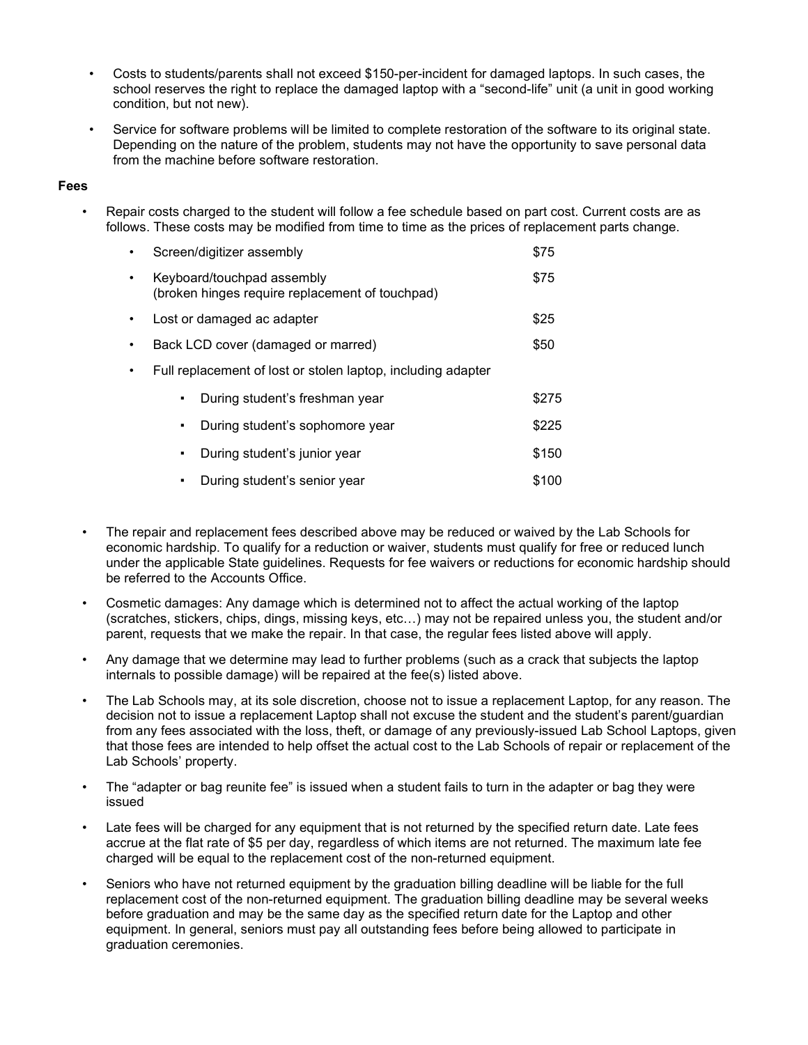- Costs to students/parents shall not exceed $150-per-incident for damaged laptops. In such cases, the school reserves the right to replace the damaged laptop with a "second-life" unit (a unit in good working condition, but not new).
- Service for software problems will be limited to complete restoration of the software to its original state. Depending on the nature of the problem, students may not have the opportunity to save personal data from the machine before software restoration.

**Fees**

- Repair costs charged to the student will follow a fee schedule based on part cost. Current costs are as follows. These costs may be modified from time to time as the prices of replacement parts change.
  - Screen/digitizer assembly — $75
  - Keyboard/touchpad assembly (broken hinges require replacement of touchpad) — $75
  - Lost or damaged ac adapter — $25
  - Back LCD cover (damaged or marred) — $50
  - Full replacement of lost or stolen laptop, including adapter
    - During student's freshman year — $275
    - During student's sophomore year — $225
    - During student's junior year — $150
    - During student's senior year — $100
- The repair and replacement fees described above may be reduced or waived by the Lab Schools for economic hardship. To qualify for a reduction or waiver, students must qualify for free or reduced lunch under the applicable State guidelines. Requests for fee waivers or reductions for economic hardship should be referred to the Accounts Office.
- Cosmetic damages: Any damage which is determined not to affect the actual working of the laptop (scratches, stickers, chips, dings, missing keys, etc…) may not be repaired unless you, the student and/or parent, requests that we make the repair. In that case, the regular fees listed above will apply.
- Any damage that we determine may lead to further problems (such as a crack that subjects the laptop internals to possible damage) will be repaired at the fee(s) listed above.
- The Lab Schools may, at its sole discretion, choose not to issue a replacement Laptop, for any reason. The decision not to issue a replacement Laptop shall not excuse the student and the student's parent/guardian from any fees associated with the loss, theft, or damage of any previously-issued Lab School Laptops, given that those fees are intended to help offset the actual cost to the Lab Schools of repair or replacement of the Lab Schools' property.
- The "adapter or bag reunite fee" is issued when a student fails to turn in the adapter or bag they were issued
- Late fees will be charged for any equipment that is not returned by the specified return date. Late fees accrue at the flat rate of $5 per day, regardless of which items are not returned. The maximum late fee charged will be equal to the replacement cost of the non-returned equipment.
- Seniors who have not returned equipment by the graduation billing deadline will be liable for the full replacement cost of the non-returned equipment. The graduation billing deadline may be several weeks before graduation and may be the same day as the specified return date for the Laptop and other equipment. In general, seniors must pay all outstanding fees before being allowed to participate in graduation ceremonies.